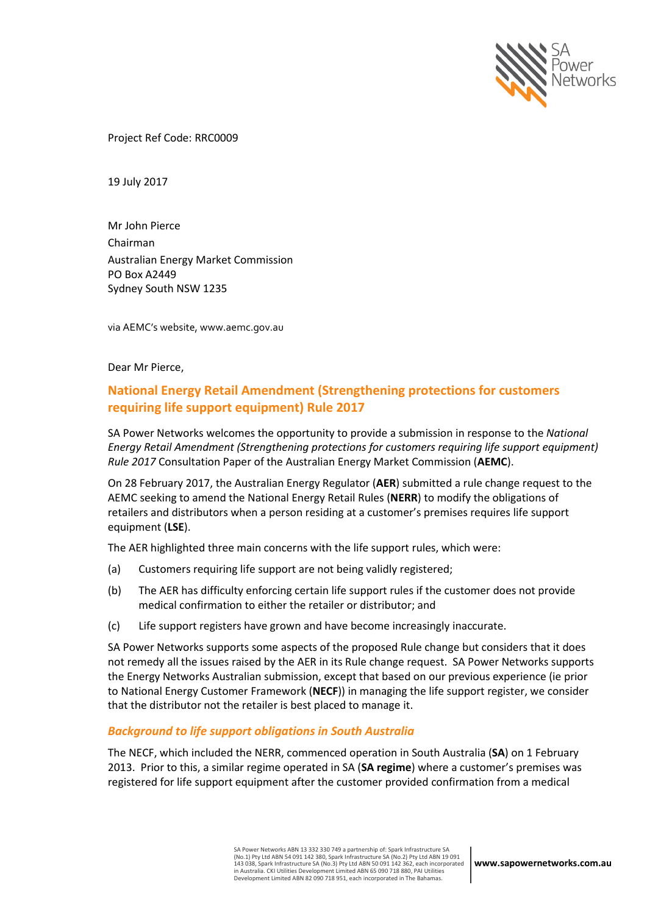Project Ref Code: RRC0009

19 July 2017

Mr John Pierce
Chairman
Australian Energy Market Commission
PO Box A2449
Sydney South NSW 1235

via AEMC's website, www.aemc.gov.au

Dear Mr Pierce,

## National Energy Retail Amendment (Strengthening protections for customers requiring life support equipment) Rule 2017

SA Power Networks welcomes the opportunity to provide a submission in response to the *National Energy Retail Amendment (Strengthening protections for customers requiring life support equipment) Rule 2017* Consultation Paper of the Australian Energy Market Commission (**AEMC**).

On 28 February 2017, the Australian Energy Regulator (**AER**) submitted a rule change request to the AEMC seeking to amend the National Energy Retail Rules (**NERR**) to modify the obligations of retailers and distributors when a person residing at a customer's premises requires life support equipment (**LSE**).

The AER highlighted three main concerns with the life support rules, which were:

(a) Customers requiring life support are not being validly registered;

(b) The AER has difficulty enforcing certain life support rules if the customer does not provide medical confirmation to either the retailer or distributor; and

(c) Life support registers have grown and have become increasingly inaccurate.

SA Power Networks supports some aspects of the proposed Rule change but considers that it does not remedy all the issues raised by the AER in its Rule change request. SA Power Networks supports the Energy Networks Australian submission, except that based on our previous experience (ie prior to National Energy Customer Framework (**NECF**)) in managing the life support register, we consider that the distributor not the retailer is best placed to manage it.

### *Background to life support obligations in South Australia*

The NECF, which included the NERR, commenced operation in South Australia (**SA**) on 1 February 2013. Prior to this, a similar regime operated in SA (**SA regime**) where a customer's premises was registered for life support equipment after the customer provided confirmation from a medical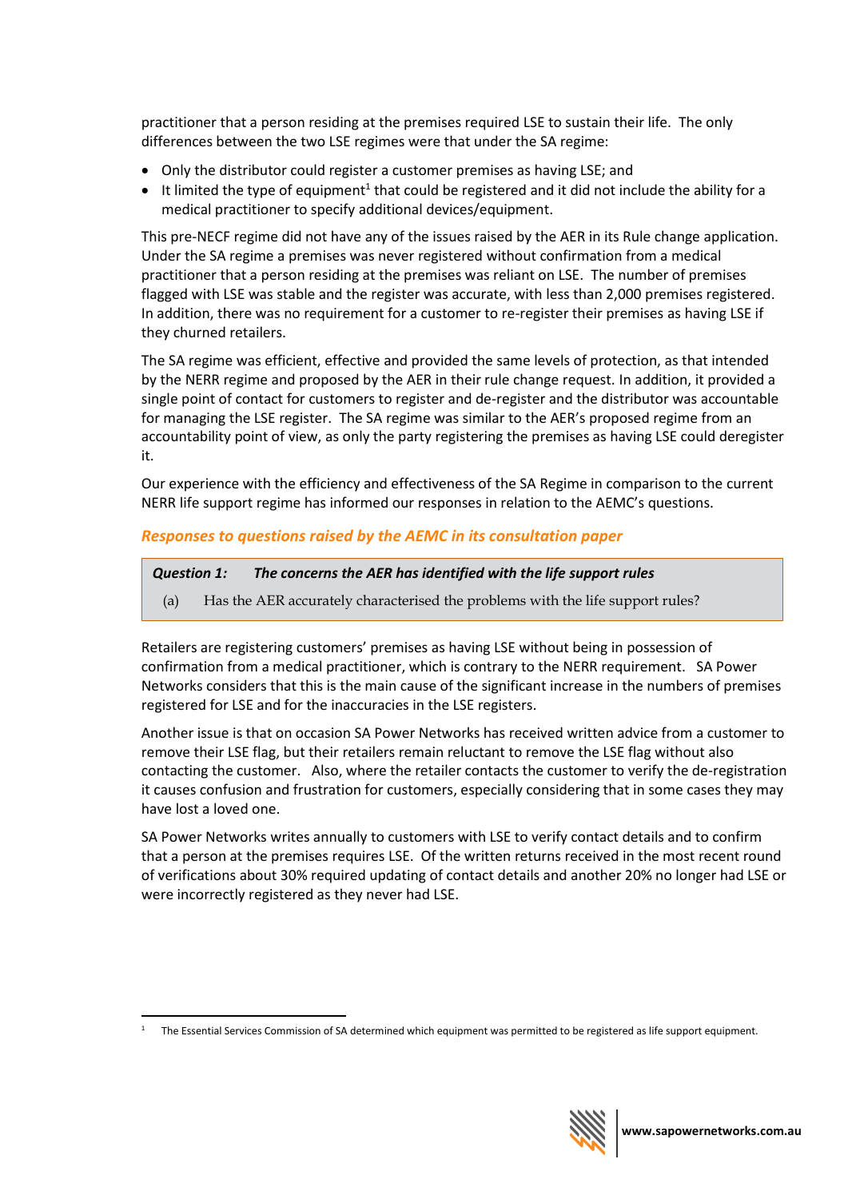practitioner that a person residing at the premises required LSE to sustain their life. The only differences between the two LSE regimes were that under the SA regime:

- Only the distributor could register a customer premises as having LSE; and
- It limited the type of equipment[1] that could be registered and it did not include the ability for a medical practitioner to specify additional devices/equipment.

This pre-NECF regime did not have any of the issues raised by the AER in its Rule change application. Under the SA regime a premises was never registered without confirmation from a medical practitioner that a person residing at the premises was reliant on LSE. The number of premises flagged with LSE was stable and the register was accurate, with less than 2,000 premises registered. In addition, there was no requirement for a customer to re-register their premises as having LSE if they churned retailers.

The SA regime was efficient, effective and provided the same levels of protection, as that intended by the NERR regime and proposed by the AER in their rule change request. In addition, it provided a single point of contact for customers to register and de-register and the distributor was accountable for managing the LSE register. The SA regime was similar to the AER's proposed regime from an accountability point of view, as only the party registering the premises as having LSE could deregister it.

Our experience with the efficiency and effectiveness of the SA Regime in comparison to the current NERR life support regime has informed our responses in relation to the AEMC's questions.

## *Responses to questions raised by the AEMC in its consultation paper*

> ***Question 1: The concerns the AER has identified with the life support rules***
>
> (a) Has the AER accurately characterised the problems with the life support rules?

Retailers are registering customers' premises as having LSE without being in possession of confirmation from a medical practitioner, which is contrary to the NERR requirement. SA Power Networks considers that this is the main cause of the significant increase in the numbers of premises registered for LSE and for the inaccuracies in the LSE registers.

Another issue is that on occasion SA Power Networks has received written advice from a customer to remove their LSE flag, but their retailers remain reluctant to remove the LSE flag without also contacting the customer. Also, where the retailer contacts the customer to verify the de-registration it causes confusion and frustration for customers, especially considering that in some cases they may have lost a loved one.

SA Power Networks writes annually to customers with LSE to verify contact details and to confirm that a person at the premises requires LSE. Of the written returns received in the most recent round of verifications about 30% required updating of contact details and another 20% no longer had LSE or were incorrectly registered as they never had LSE.

[1] The Essential Services Commission of SA determined which equipment was permitted to be registered as life support equipment.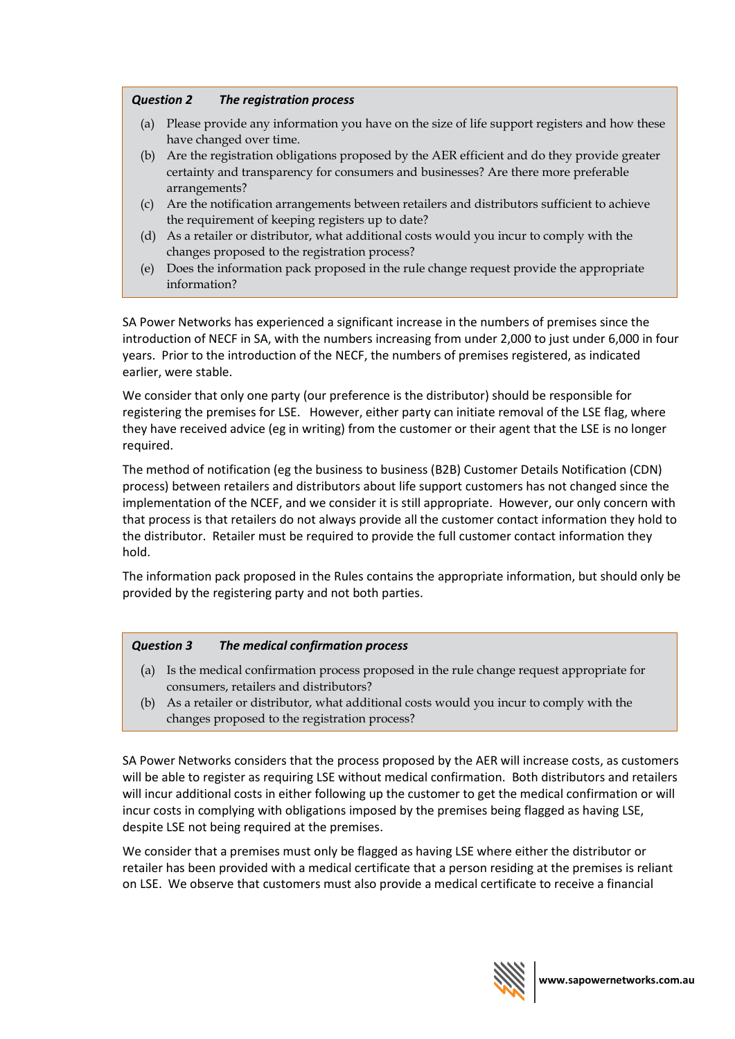### *Question 2 The registration process*

(a) Please provide any information you have on the size of life support registers and how these have changed over time.

(b) Are the registration obligations proposed by the AER efficient and do they provide greater certainty and transparency for consumers and businesses? Are there more preferable arrangements?

(c) Are the notification arrangements between retailers and distributors sufficient to achieve the requirement of keeping registers up to date?

(d) As a retailer or distributor, what additional costs would you incur to comply with the changes proposed to the registration process?

(e) Does the information pack proposed in the rule change request provide the appropriate information?

SA Power Networks has experienced a significant increase in the numbers of premises since the introduction of NECF in SA, with the numbers increasing from under 2,000 to just under 6,000 in four years. Prior to the introduction of the NECF, the numbers of premises registered, as indicated earlier, were stable.

We consider that only one party (our preference is the distributor) should be responsible for registering the premises for LSE. However, either party can initiate removal of the LSE flag, where they have received advice (eg in writing) from the customer or their agent that the LSE is no longer required.

The method of notification (eg the business to business (B2B) Customer Details Notification (CDN) process) between retailers and distributors about life support customers has not changed since the implementation of the NCEF, and we consider it is still appropriate. However, our only concern with that process is that retailers do not always provide all the customer contact information they hold to the distributor. Retailer must be required to provide the full customer contact information they hold.

The information pack proposed in the Rules contains the appropriate information, but should only be provided by the registering party and not both parties.

### *Question 3 The medical confirmation process*

(a) Is the medical confirmation process proposed in the rule change request appropriate for consumers, retailers and distributors?

(b) As a retailer or distributor, what additional costs would you incur to comply with the changes proposed to the registration process?

SA Power Networks considers that the process proposed by the AER will increase costs, as customers will be able to register as requiring LSE without medical confirmation. Both distributors and retailers will incur additional costs in either following up the customer to get the medical confirmation or will incur costs in complying with obligations imposed by the premises being flagged as having LSE, despite LSE not being required at the premises.

We consider that a premises must only be flagged as having LSE where either the distributor or retailer has been provided with a medical certificate that a person residing at the premises is reliant on LSE. We observe that customers must also provide a medical certificate to receive a financial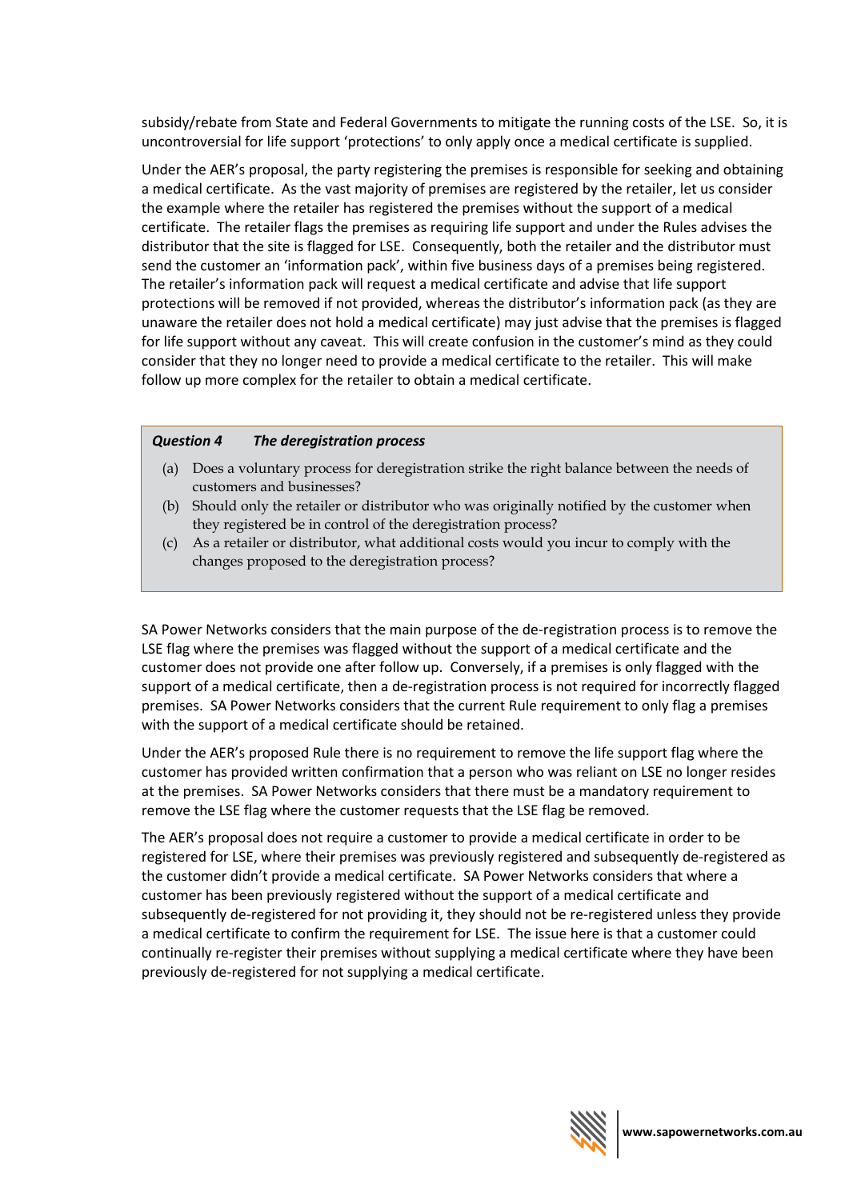subsidy/rebate from State and Federal Governments to mitigate the running costs of the LSE. So, it is uncontroversial for life support 'protections' to only apply once a medical certificate is supplied.

Under the AER's proposal, the party registering the premises is responsible for seeking and obtaining a medical certificate. As the vast majority of premises are registered by the retailer, let us consider the example where the retailer has registered the premises without the support of a medical certificate. The retailer flags the premises as requiring life support and under the Rules advises the distributor that the site is flagged for LSE. Consequently, both the retailer and the distributor must send the customer an 'information pack', within five business days of a premises being registered. The retailer's information pack will request a medical certificate and advise that life support protections will be removed if not provided, whereas the distributor's information pack (as they are unaware the retailer does not hold a medical certificate) may just advise that the premises is flagged for life support without any caveat. This will create confusion in the customer's mind as they could consider that they no longer need to provide a medical certificate to the retailer. This will make follow up more complex for the retailer to obtain a medical certificate.

> ***Question 4 The deregistration process***
>
> (a) Does a voluntary process for deregistration strike the right balance between the needs of customers and businesses?
> (b) Should only the retailer or distributor who was originally notified by the customer when they registered be in control of the deregistration process?
> (c) As a retailer or distributor, what additional costs would you incur to comply with the changes proposed to the deregistration process?

SA Power Networks considers that the main purpose of the de-registration process is to remove the LSE flag where the premises was flagged without the support of a medical certificate and the customer does not provide one after follow up. Conversely, if a premises is only flagged with the support of a medical certificate, then a de-registration process is not required for incorrectly flagged premises. SA Power Networks considers that the current Rule requirement to only flag a premises with the support of a medical certificate should be retained.

Under the AER's proposed Rule there is no requirement to remove the life support flag where the customer has provided written confirmation that a person who was reliant on LSE no longer resides at the premises. SA Power Networks considers that there must be a mandatory requirement to remove the LSE flag where the customer requests that the LSE flag be removed.

The AER's proposal does not require a customer to provide a medical certificate in order to be registered for LSE, where their premises was previously registered and subsequently de-registered as the customer didn't provide a medical certificate. SA Power Networks considers that where a customer has been previously registered without the support of a medical certificate and subsequently de-registered for not providing it, they should not be re-registered unless they provide a medical certificate to confirm the requirement for LSE. The issue here is that a customer could continually re-register their premises without supplying a medical certificate where they have been previously de-registered for not supplying a medical certificate.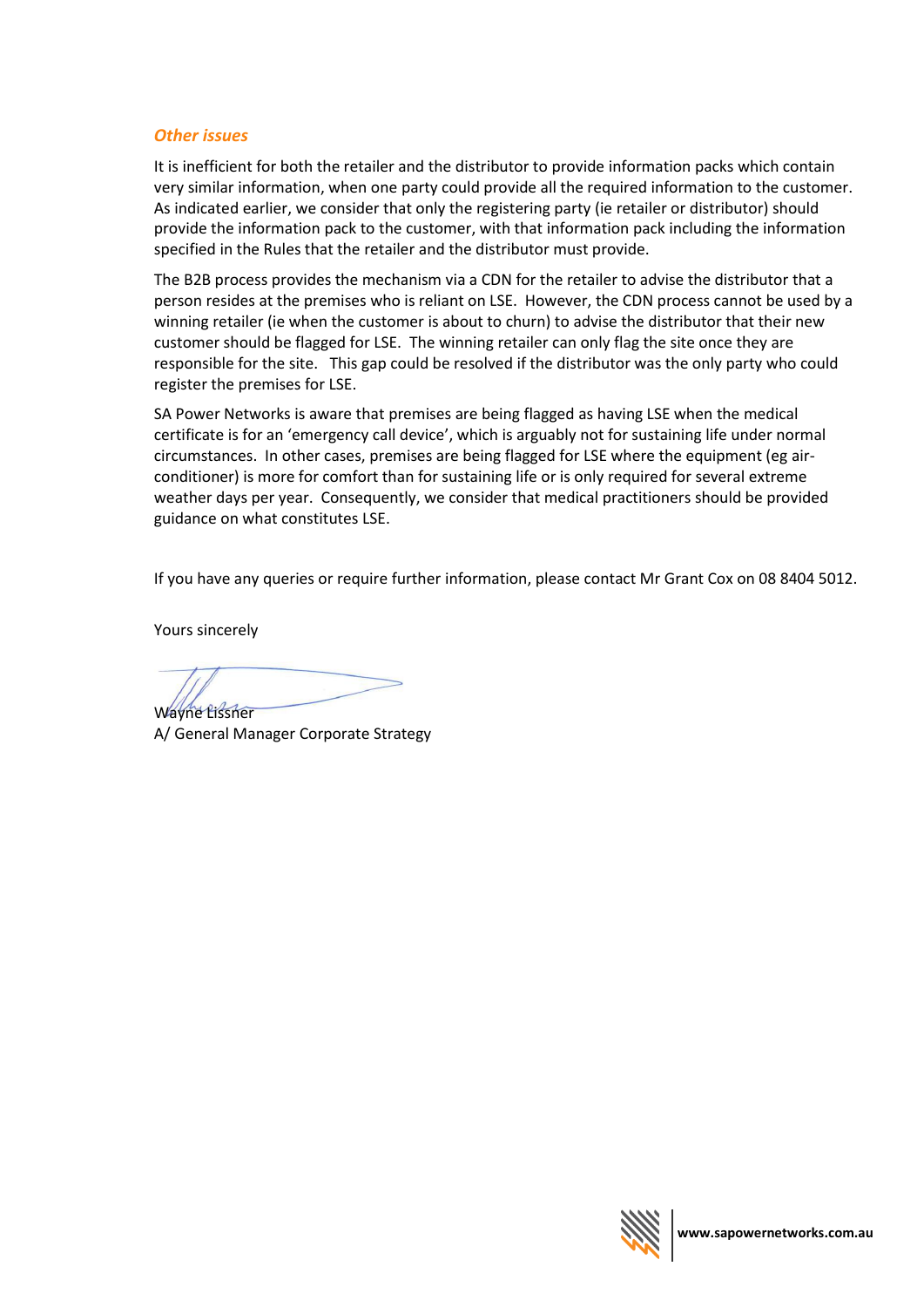### *Other issues*

It is inefficient for both the retailer and the distributor to provide information packs which contain very similar information, when one party could provide all the required information to the customer. As indicated earlier, we consider that only the registering party (ie retailer or distributor) should provide the information pack to the customer, with that information pack including the information specified in the Rules that the retailer and the distributor must provide.

The B2B process provides the mechanism via a CDN for the retailer to advise the distributor that a person resides at the premises who is reliant on LSE. However, the CDN process cannot be used by a winning retailer (ie when the customer is about to churn) to advise the distributor that their new customer should be flagged for LSE. The winning retailer can only flag the site once they are responsible for the site. This gap could be resolved if the distributor was the only party who could register the premises for LSE.

SA Power Networks is aware that premises are being flagged as having LSE when the medical certificate is for an 'emergency call device', which is arguably not for sustaining life under normal circumstances. In other cases, premises are being flagged for LSE where the equipment (eg air-conditioner) is more for comfort than for sustaining life or is only required for several extreme weather days per year. Consequently, we consider that medical practitioners should be provided guidance on what constitutes LSE.

If you have any queries or require further information, please contact Mr Grant Cox on 08 8404 5012.

Yours sincerely

Wayne Lissner  
A/ General Manager Corporate Strategy